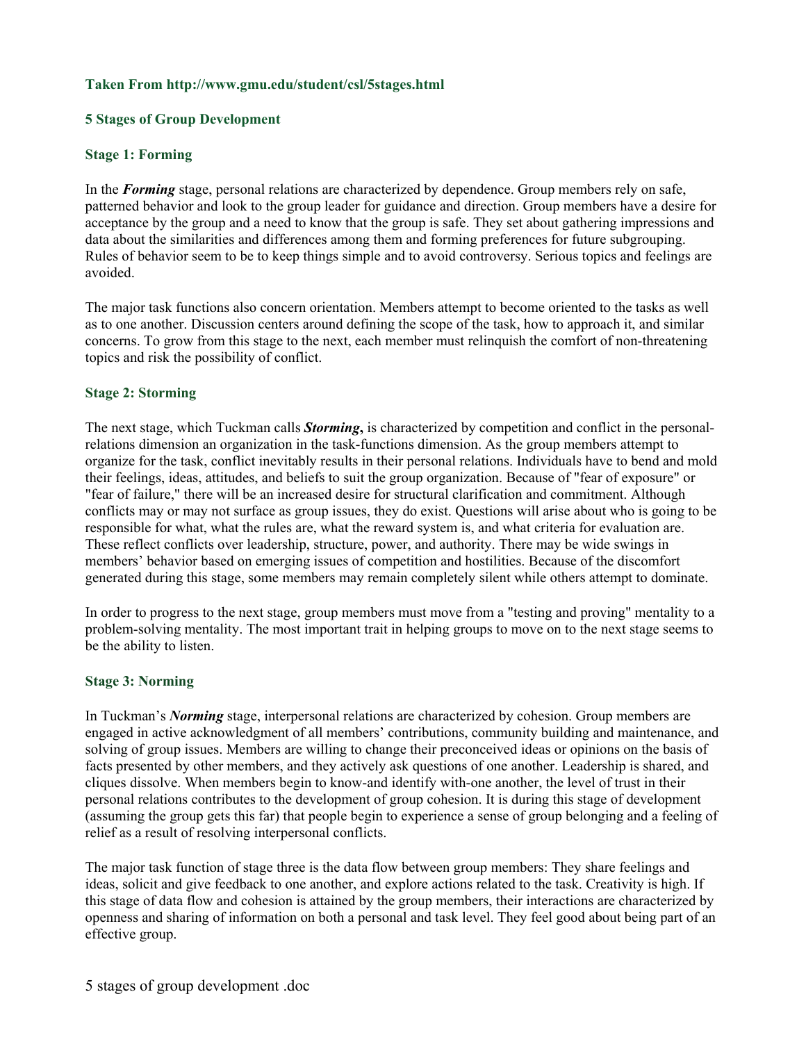**Taken From http://www.gmu.edu/student/csl/5stages.html**

## 5 Stages of Group Development

### Stage 1: Forming

In the ***Forming*** stage, personal relations are characterized by dependence. Group members rely on safe, patterned behavior and look to the group leader for guidance and direction. Group members have a desire for acceptance by the group and a need to know that the group is safe. They set about gathering impressions and data about the similarities and differences among them and forming preferences for future subgrouping. Rules of behavior seem to be to keep things simple and to avoid controversy. Serious topics and feelings are avoided.

The major task functions also concern orientation. Members attempt to become oriented to the tasks as well as to one another. Discussion centers around defining the scope of the task, how to approach it, and similar concerns. To grow from this stage to the next, each member must relinquish the comfort of non-threatening topics and risk the possibility of conflict.

### Stage 2: Storming

The next stage, which Tuckman calls ***Storming*,** is characterized by competition and conflict in the personal-relations dimension an organization in the task-functions dimension. As the group members attempt to organize for the task, conflict inevitably results in their personal relations. Individuals have to bend and mold their feelings, ideas, attitudes, and beliefs to suit the group organization. Because of "fear of exposure" or "fear of failure," there will be an increased desire for structural clarification and commitment. Although conflicts may or may not surface as group issues, they do exist. Questions will arise about who is going to be responsible for what, what the rules are, what the reward system is, and what criteria for evaluation are. These reflect conflicts over leadership, structure, power, and authority. There may be wide swings in members' behavior based on emerging issues of competition and hostilities. Because of the discomfort generated during this stage, some members may remain completely silent while others attempt to dominate.

In order to progress to the next stage, group members must move from a "testing and proving" mentality to a problem-solving mentality. The most important trait in helping groups to move on to the next stage seems to be the ability to listen.

### Stage 3: Norming

In Tuckman's ***Norming*** stage, interpersonal relations are characterized by cohesion. Group members are engaged in active acknowledgment of all members' contributions, community building and maintenance, and solving of group issues. Members are willing to change their preconceived ideas or opinions on the basis of facts presented by other members, and they actively ask questions of one another. Leadership is shared, and cliques dissolve. When members begin to know-and identify with-one another, the level of trust in their personal relations contributes to the development of group cohesion. It is during this stage of development (assuming the group gets this far) that people begin to experience a sense of group belonging and a feeling of relief as a result of resolving interpersonal conflicts.

The major task function of stage three is the data flow between group members: They share feelings and ideas, solicit and give feedback to one another, and explore actions related to the task. Creativity is high. If this stage of data flow and cohesion is attained by the group members, their interactions are characterized by openness and sharing of information on both a personal and task level. They feel good about being part of an effective group.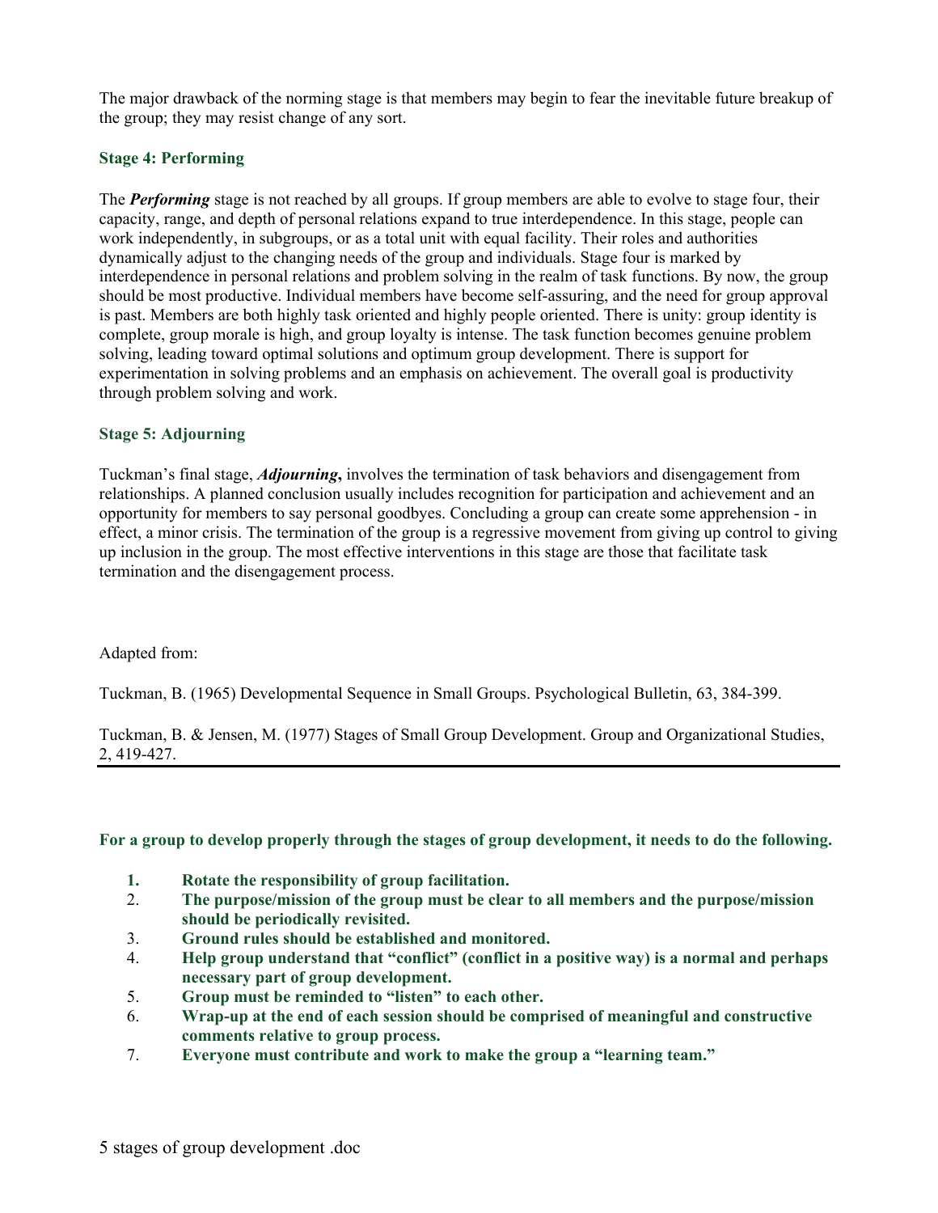The major drawback of the norming stage is that members may begin to fear the inevitable future breakup of the group; they may resist change of any sort.

### Stage 4: Performing

The ***Performing*** stage is not reached by all groups. If group members are able to evolve to stage four, their capacity, range, and depth of personal relations expand to true interdependence. In this stage, people can work independently, in subgroups, or as a total unit with equal facility. Their roles and authorities dynamically adjust to the changing needs of the group and individuals. Stage four is marked by interdependence in personal relations and problem solving in the realm of task functions. By now, the group should be most productive. Individual members have become self-assuring, and the need for group approval is past. Members are both highly task oriented and highly people oriented. There is unity: group identity is complete, group morale is high, and group loyalty is intense. The task function becomes genuine problem solving, leading toward optimal solutions and optimum group development. There is support for experimentation in solving problems and an emphasis on achievement. The overall goal is productivity through problem solving and work.

### Stage 5: Adjourning

Tuckman's final stage, ***Adjourning*****,** involves the termination of task behaviors and disengagement from relationships. A planned conclusion usually includes recognition for participation and achievement and an opportunity for members to say personal goodbyes. Concluding a group can create some apprehension - in effect, a minor crisis. The termination of the group is a regressive movement from giving up control to giving up inclusion in the group. The most effective interventions in this stage are those that facilitate task termination and the disengagement process.

Adapted from:

Tuckman, B. (1965) Developmental Sequence in Small Groups. Psychological Bulletin, 63, 384-399.

Tuckman, B. & Jensen, M. (1977) Stages of Small Group Development. Group and Organizational Studies, 2, 419-427.

---

**For a group to develop properly through the stages of group development, it needs to do the following.**

1. **Rotate the responsibility of group facilitation.**
2. **The purpose/mission of the group must be clear to all members and the purpose/mission should be periodically revisited.**
3. **Ground rules should be established and monitored.**
4. **Help group understand that "conflict" (conflict in a positive way) is a normal and perhaps necessary part of group development.**
5. **Group must be reminded to "listen" to each other.**
6. **Wrap-up at the end of each session should be comprised of meaningful and constructive comments relative to group process.**
7. **Everyone must contribute and work to make the group a "learning team."**